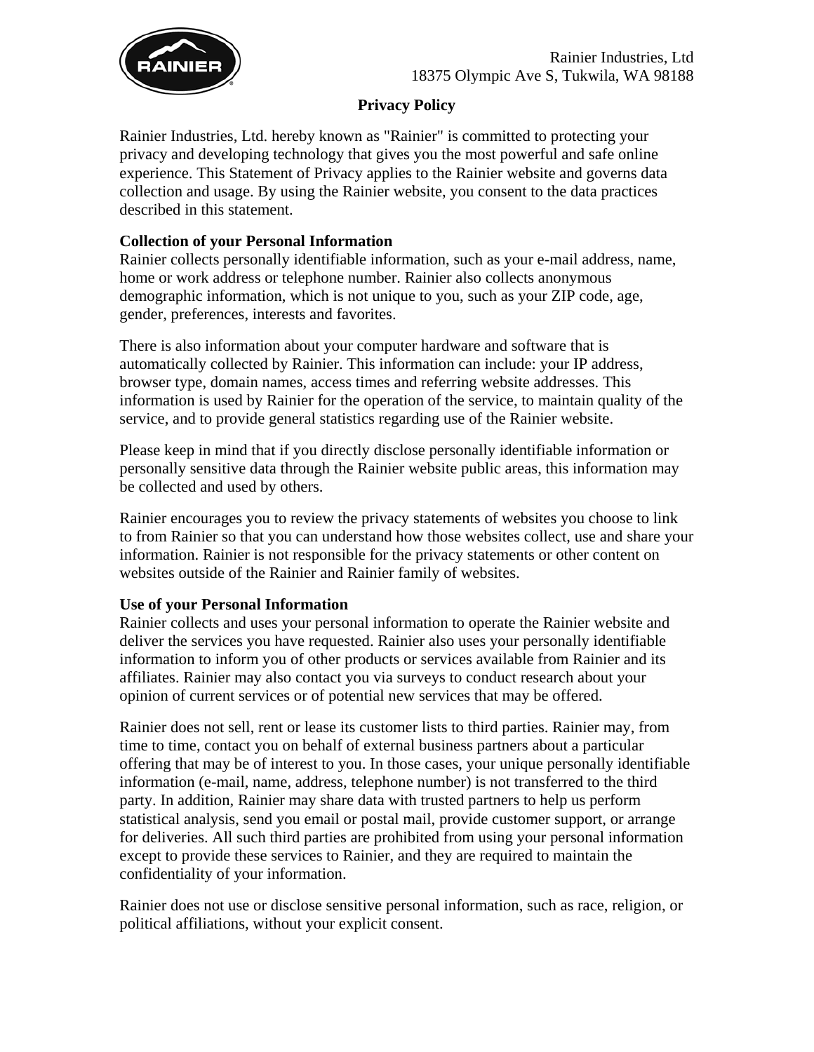Rainier Industries, Ltd
18375 Olympic Ave S, Tukwila, WA 98188

# Privacy Policy

Rainier Industries, Ltd. hereby known as "Rainier" is committed to protecting your privacy and developing technology that gives you the most powerful and safe online experience. This Statement of Privacy applies to the Rainier website and governs data collection and usage. By using the Rainier website, you consent to the data practices described in this statement.

## Collection of your Personal Information

Rainier collects personally identifiable information, such as your e-mail address, name, home or work address or telephone number. Rainier also collects anonymous demographic information, which is not unique to you, such as your ZIP code, age, gender, preferences, interests and favorites.

There is also information about your computer hardware and software that is automatically collected by Rainier. This information can include: your IP address, browser type, domain names, access times and referring website addresses. This information is used by Rainier for the operation of the service, to maintain quality of the service, and to provide general statistics regarding use of the Rainier website.

Please keep in mind that if you directly disclose personally identifiable information or personally sensitive data through the Rainier website public areas, this information may be collected and used by others.

Rainier encourages you to review the privacy statements of websites you choose to link to from Rainier so that you can understand how those websites collect, use and share your information. Rainier is not responsible for the privacy statements or other content on websites outside of the Rainier and Rainier family of websites.

## Use of your Personal Information

Rainier collects and uses your personal information to operate the Rainier website and deliver the services you have requested. Rainier also uses your personally identifiable information to inform you of other products or services available from Rainier and its affiliates. Rainier may also contact you via surveys to conduct research about your opinion of current services or of potential new services that may be offered.

Rainier does not sell, rent or lease its customer lists to third parties. Rainier may, from time to time, contact you on behalf of external business partners about a particular offering that may be of interest to you. In those cases, your unique personally identifiable information (e-mail, name, address, telephone number) is not transferred to the third party. In addition, Rainier may share data with trusted partners to help us perform statistical analysis, send you email or postal mail, provide customer support, or arrange for deliveries. All such third parties are prohibited from using your personal information except to provide these services to Rainier, and they are required to maintain the confidentiality of your information.

Rainier does not use or disclose sensitive personal information, such as race, religion, or political affiliations, without your explicit consent.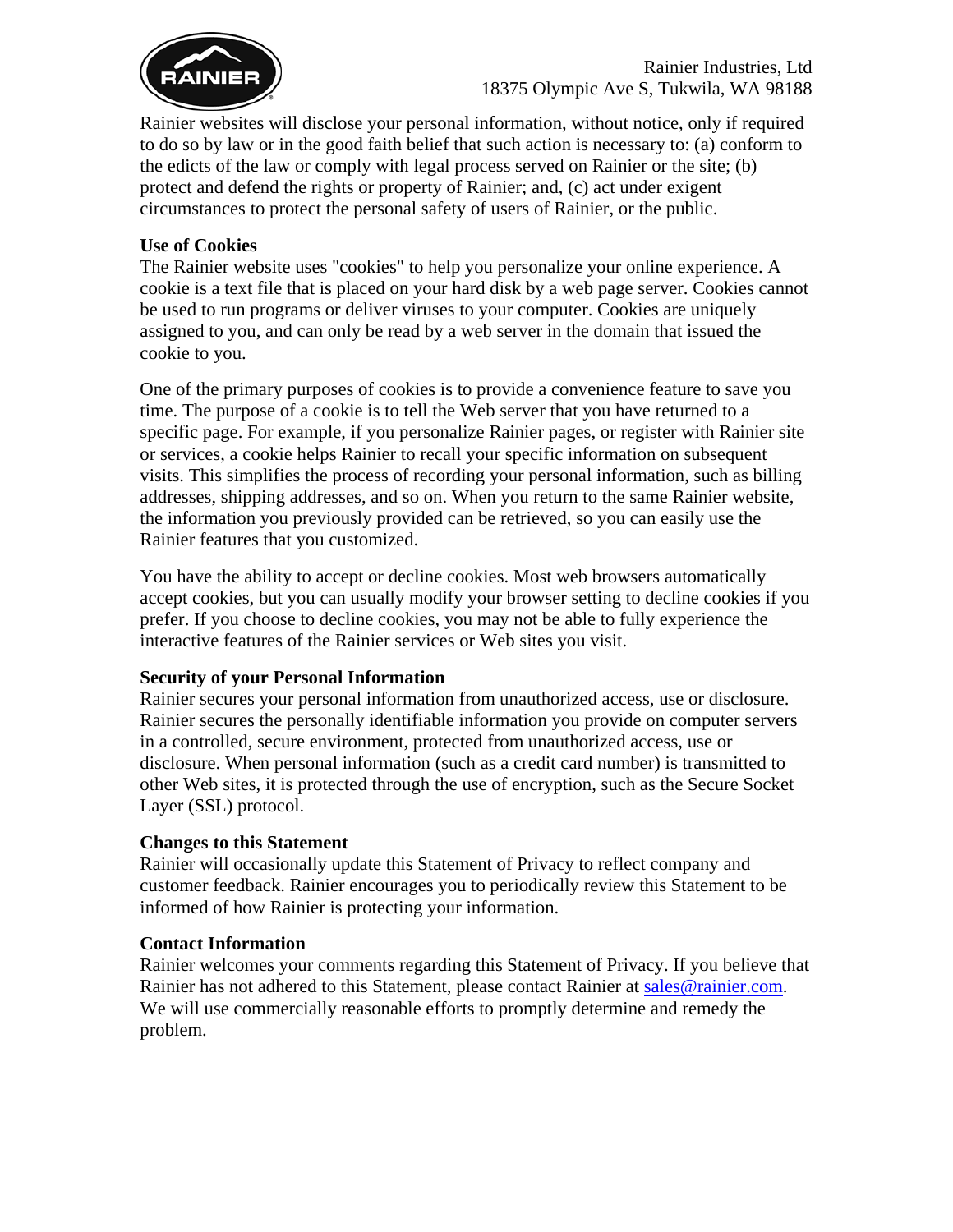Rainier Industries, Ltd
18375 Olympic Ave S, Tukwila, WA 98188

Rainier websites will disclose your personal information, without notice, only if required to do so by law or in the good faith belief that such action is necessary to: (a) conform to the edicts of the law or comply with legal process served on Rainier or the site; (b) protect and defend the rights or property of Rainier; and, (c) act under exigent circumstances to protect the personal safety of users of Rainier, or the public.

**Use of Cookies**

The Rainier website uses "cookies" to help you personalize your online experience. A cookie is a text file that is placed on your hard disk by a web page server. Cookies cannot be used to run programs or deliver viruses to your computer. Cookies are uniquely assigned to you, and can only be read by a web server in the domain that issued the cookie to you.

One of the primary purposes of cookies is to provide a convenience feature to save you time. The purpose of a cookie is to tell the Web server that you have returned to a specific page. For example, if you personalize Rainier pages, or register with Rainier site or services, a cookie helps Rainier to recall your specific information on subsequent visits. This simplifies the process of recording your personal information, such as billing addresses, shipping addresses, and so on. When you return to the same Rainier website, the information you previously provided can be retrieved, so you can easily use the Rainier features that you customized.

You have the ability to accept or decline cookies. Most web browsers automatically accept cookies, but you can usually modify your browser setting to decline cookies if you prefer. If you choose to decline cookies, you may not be able to fully experience the interactive features of the Rainier services or Web sites you visit.

**Security of your Personal Information**

Rainier secures your personal information from unauthorized access, use or disclosure. Rainier secures the personally identifiable information you provide on computer servers in a controlled, secure environment, protected from unauthorized access, use or disclosure. When personal information (such as a credit card number) is transmitted to other Web sites, it is protected through the use of encryption, such as the Secure Socket Layer (SSL) protocol.

**Changes to this Statement**

Rainier will occasionally update this Statement of Privacy to reflect company and customer feedback. Rainier encourages you to periodically review this Statement to be informed of how Rainier is protecting your information.

**Contact Information**

Rainier welcomes your comments regarding this Statement of Privacy. If you believe that Rainier has not adhered to this Statement, please contact Rainier at sales@rainier.com. We will use commercially reasonable efforts to promptly determine and remedy the problem.